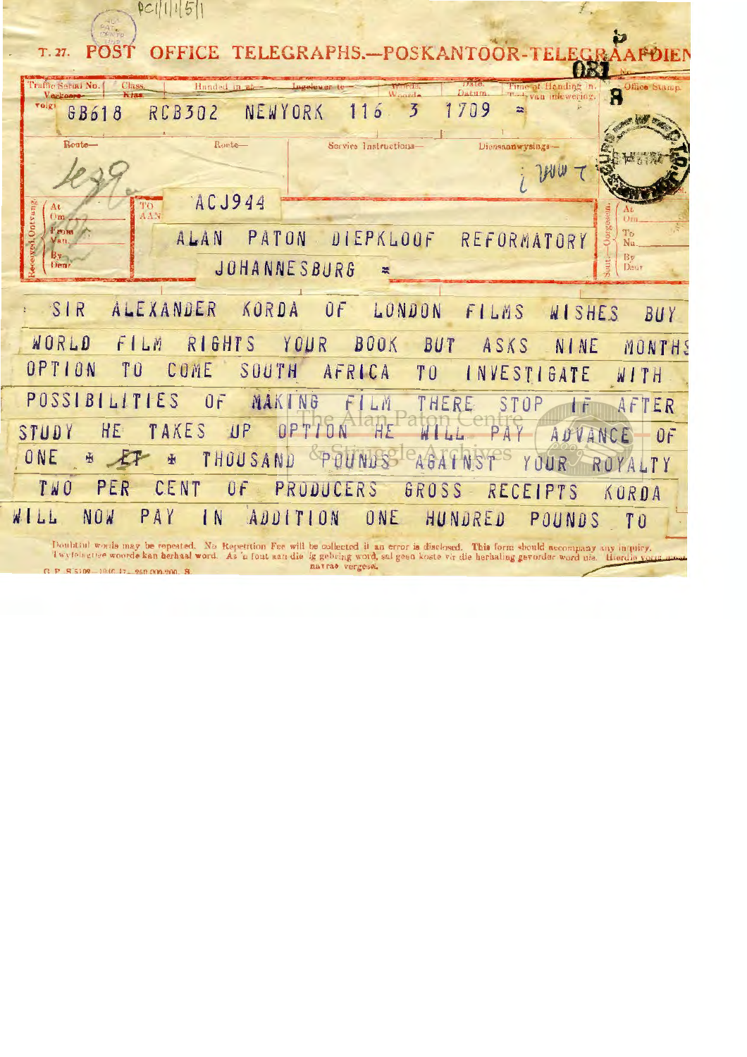PC1/1/1/5/1

T. 27. POST OFFICE TELEGRAPHS.—POSKANTOOR-TELEGRAAFDIENS

081

| Traffic Serial No. Verkeers-volgr. | Class. Klas. | Handed in at— Ingelewer te— | Words. Woorde. | Date. Datum. | Time of Handing in. Tyd van inlewering. | Office Stamp. |
|---|---|---|---|---|---|---|
| GB618 | RCB302 | NEWYORK | 116 3 | 1709 | = | 8 |

Route— Roete—

Service Instructions— Diensaanwysings—

ACJ944

ALAN PATON DIEPKLOOF REFORMATORY
JOHANNESBURG =

SIR ALEXANDER KORDA OF LONDON FILMS WISHES BUY WORLD FILM RIGHTS YOUR BOOK BUT ASKS NINE MONTHS OPTION TO COME SOUTH AFRICA TO INVESTIGATE WITH POSSIBILITIES OF MAKING FILM THERE STOP IF AFTER STUDY HE TAKES UP OPTION HE WILL PAY ADVANCE OF ONE * ET * THOUSAND POUNDS AGAINST YOUR ROYALTY TWO PER CENT OF PRODUCERS GROSS RECEIPTS KORDA WILL NOW PAY IN ADDITION ONE HUNDRED POUNDS TO

Doubtful words may be repeated. No Repetition Fee will be collected if an error is disclosed. This form should accompany any inquiry.
Twyfelagtige woorde kan herhaal word. As 'n fout aan die lig gebring word, sal geen koste vir die herhaling gevorder word nie. Hierdie vorm moet navrae vergesel.

G.P.-S.5109—1946-47—250,000-200. S.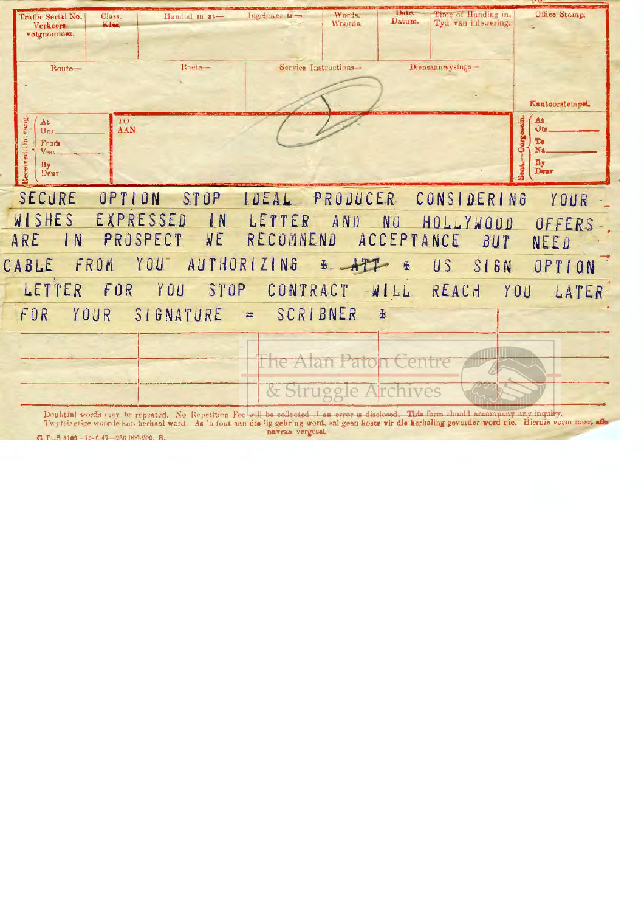| Traffic Serial No. Verkeers-volgnommer. | Class. Klas. | Handed in at— Ingelewer te— | Words. Woorde. | Date. Datum. | Time of Handing in. Tyd van inlewering. | Office Stamp. |
|---|---|---|---|---|---|---|
| | | | | | | |

Route— Roete— Service Instructions— Diensaanwysings—

Kantoorstempel.

Received.—Ontvang. At Om ___ From Van ___ By Deur

TO AAN

Sent.—Oorgesein. At Om ___ To Na ___ By Deur

SECURE OPTION STOP IDEAL PRODUCER CONSIDERING YOUR WISHES EXPRESSED IN LETTER AND NO HOLLYWOOD OFFERS ARE IN PROSPECT WE RECOMMEND ACCEPTANCE BUT NEED CABLE FROM YOU AUTHORIZING * ~~ATT~~ * US SIGN OPTION LETTER FOR YOU STOP CONTRACT WILL REACH YOU LATER FOR YOUR SIGNATURE = SCRIBNER *

Doubtful words may be repeated. No Repetition Fee will be collected if an error is disclosed. This form should accompany any inquiry.
Twyfelagtige woorde kan herhaal word. As 'n fout aan die lig gebring word, sal geen koste vir die herhaling gevorder word nie. Hierdie vorm moet alle navrae vergesel.

G.P.-S.5109 – 1946-47 – 250,000-200. S.